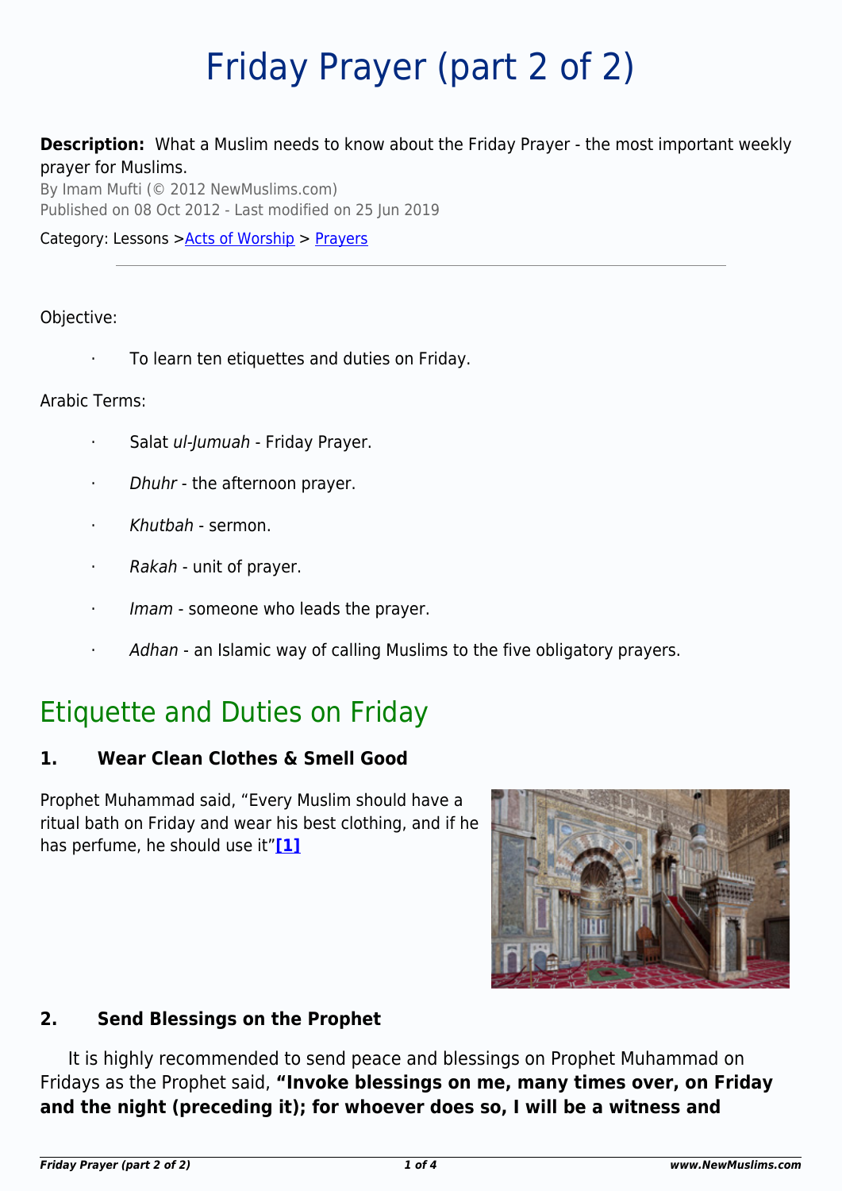# Friday Prayer (part 2 of 2)

**Description:** What a Muslim needs to know about the Friday Prayer - the most important weekly prayer for Muslims.

By Imam Mufti (© 2012 NewMuslims.com)

Published on 08 Oct 2012 - Last modified on 25 Jun 2019

Category: Lessons > Acts of Worship > Prayers

---

Objective:

- To learn ten etiquettes and duties on Friday.

Arabic Terms:

- Salat *ul-Jumuah* - Friday Prayer.
- *Dhuhr* - the afternoon prayer.
- *Khutbah* - sermon.
- *Rakah* - unit of prayer.
- *Imam* - someone who leads the prayer.
- *Adhan* - an Islamic way of calling Muslims to the five obligatory prayers.

## Etiquette and Duties on Friday

### 1. Wear Clean Clothes & Smell Good

Prophet Muhammad said, "Every Muslim should have a ritual bath on Friday and wear his best clothing, and if he has perfume, he should use it"**[1]**

### 2. Send Blessings on the Prophet

It is highly recommended to send peace and blessings on Prophet Muhammad on Fridays as the Prophet said, **"Invoke blessings on me, many times over, on Friday and the night (preceding it); for whoever does so, I will be a witness and**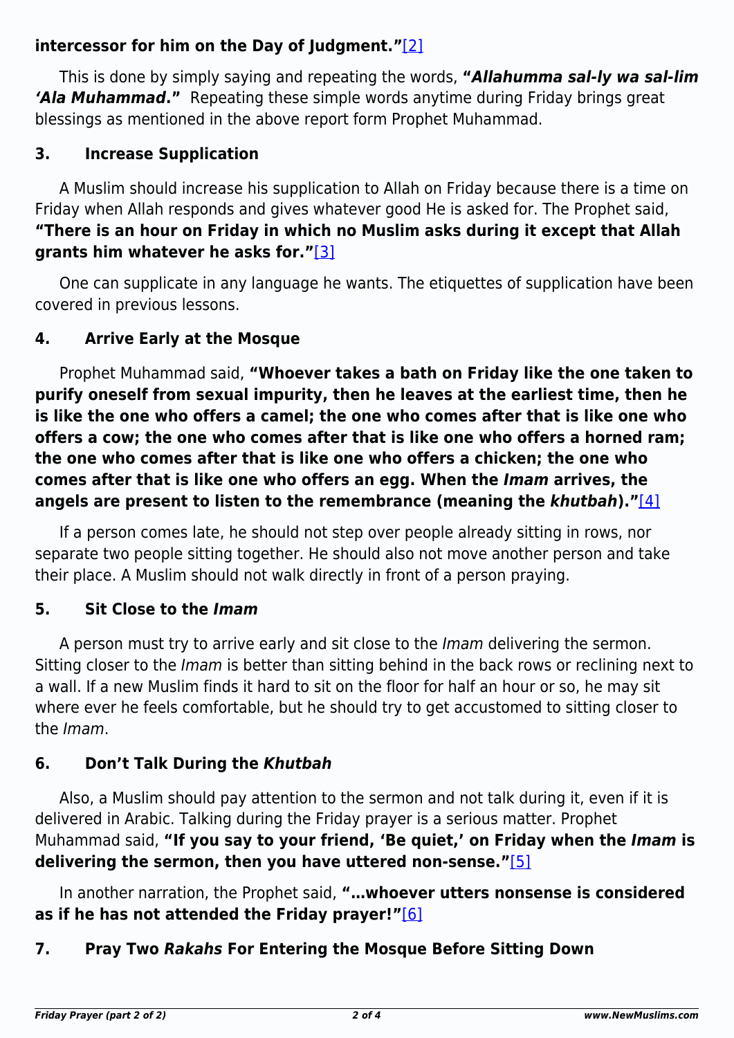**intercessor for him on the Day of Judgment."**[2]

This is done by simply saying and repeating the words, **"*Allahumma sal-ly wa sal-lim 'Ala Muhammad*."** Repeating these simple words anytime during Friday brings great blessings as mentioned in the above report form Prophet Muhammad.

### 3. Increase Supplication

A Muslim should increase his supplication to Allah on Friday because there is a time on Friday when Allah responds and gives whatever good He is asked for. The Prophet said, **"There is an hour on Friday in which no Muslim asks during it except that Allah grants him whatever he asks for."**[3]

One can supplicate in any language he wants. The etiquettes of supplication have been covered in previous lessons.

### 4. Arrive Early at the Mosque

Prophet Muhammad said, **"Whoever takes a bath on Friday like the one taken to purify oneself from sexual impurity, then he leaves at the earliest time, then he is like the one who offers a camel; the one who comes after that is like one who offers a cow; the one who comes after that is like one who offers a horned ram; the one who comes after that is like one who offers a chicken; the one who comes after that is like one who offers an egg. When the *Imam* arrives, the angels are present to listen to the remembrance (meaning the *khutbah*)."**[4]

If a person comes late, he should not step over people already sitting in rows, nor separate two people sitting together. He should also not move another person and take their place. A Muslim should not walk directly in front of a person praying.

### 5. Sit Close to the *Imam*

A person must try to arrive early and sit close to the *Imam* delivering the sermon. Sitting closer to the *Imam* is better than sitting behind in the back rows or reclining next to a wall. If a new Muslim finds it hard to sit on the floor for half an hour or so, he may sit where ever he feels comfortable, but he should try to get accustomed to sitting closer to the *Imam*.

### 6. Don't Talk During the *Khutbah*

Also, a Muslim should pay attention to the sermon and not talk during it, even if it is delivered in Arabic. Talking during the Friday prayer is a serious matter. Prophet Muhammad said, **"If you say to your friend, 'Be quiet,' on Friday when the *Imam* is delivering the sermon, then you have uttered non-sense."**[5]

In another narration, the Prophet said, **"…whoever utters nonsense is considered as if he has not attended the Friday prayer!"**[6]

### 7. Pray Two *Rakahs* For Entering the Mosque Before Sitting Down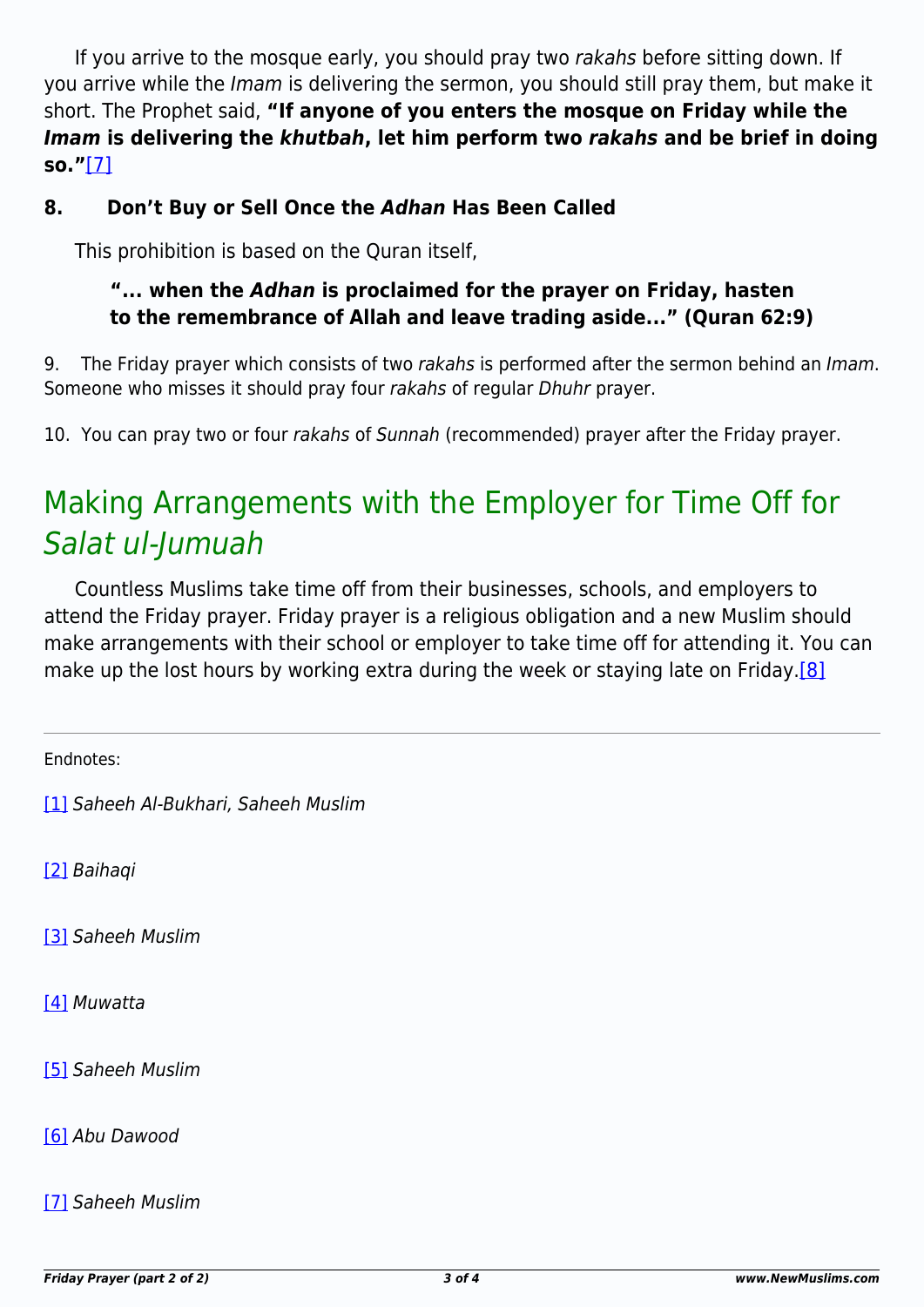If you arrive to the mosque early, you should pray two *rakahs* before sitting down. If you arrive while the *Imam* is delivering the sermon, you should still pray them, but make it short. The Prophet said, **"If anyone of you enters the mosque on Friday while the *Imam* is delivering the *khutbah*, let him perform two *rakahs* and be brief in doing so."**[7]

### 8. Don't Buy or Sell Once the *Adhan* Has Been Called

This prohibition is based on the Quran itself,

> **"... when the *Adhan* is proclaimed for the prayer on Friday, hasten to the remembrance of Allah and leave trading aside..." (Quran 62:9)**

9. The Friday prayer which consists of two *rakahs* is performed after the sermon behind an *Imam*. Someone who misses it should pray four *rakahs* of regular *Dhuhr* prayer.

10. You can pray two or four *rakahs* of *Sunnah* (recommended) prayer after the Friday prayer.

## Making Arrangements with the Employer for Time Off for *Salat ul-Jumuah*

Countless Muslims take time off from their businesses, schools, and employers to attend the Friday prayer. Friday prayer is a religious obligation and a new Muslim should make arrangements with their school or employer to take time off for attending it. You can make up the lost hours by working extra during the week or staying late on Friday.[8]

---

Endnotes:

[1] *Saheeh Al-Bukhari, Saheeh Muslim*

[2] *Baihaqi*

[3] *Saheeh Muslim*

[4] *Muwatta*

[5] *Saheeh Muslim*

[6] *Abu Dawood*

[7] *Saheeh Muslim*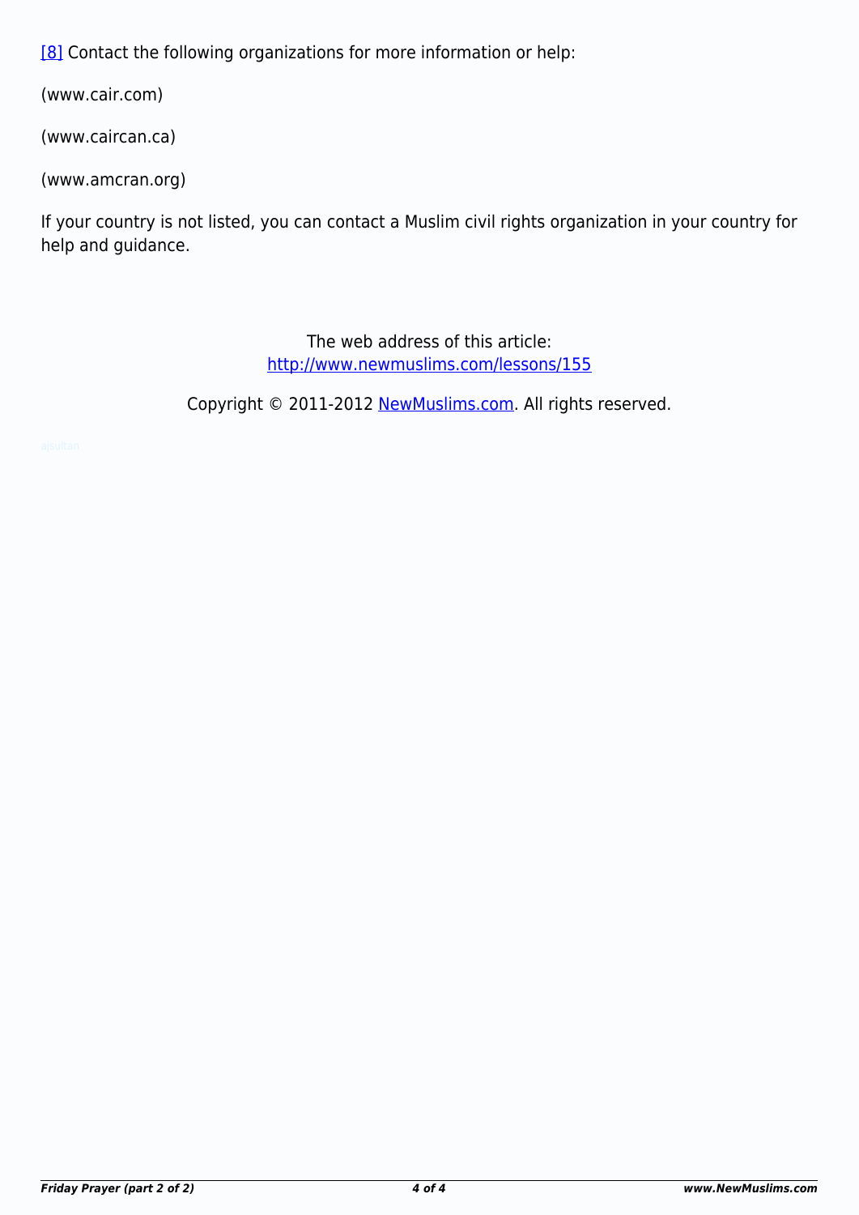[8] Contact the following organizations for more information or help:

(www.cair.com)

(www.caircan.ca)

(www.amcran.org)

If your country is not listed, you can contact a Muslim civil rights organization in your country for help and guidance.

The web address of this article:
http://www.newmuslims.com/lessons/155

Copyright © 2011-2012 NewMuslims.com. All rights reserved.

ajsultan